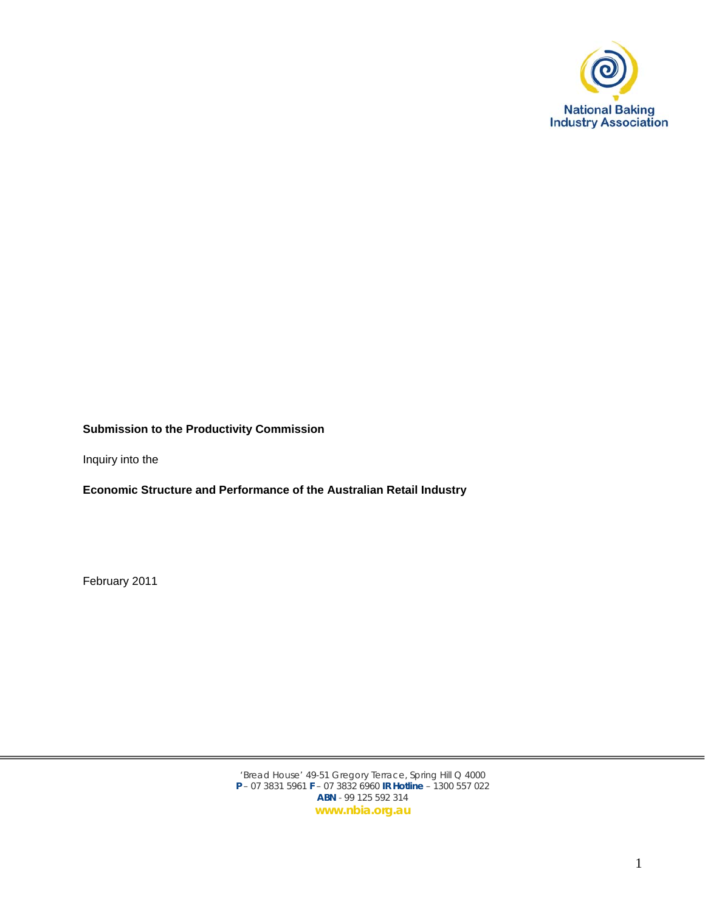National Baking Industry Association

**Submission to the Productivity Commission**

Inquiry into the

**Economic Structure and Performance of the Australian Retail Industry**

February 2011

'Bread House' 49-51 Gregory Terrace, Spring Hill Q 4000
**P** – 07 3831 5961 **F** – 07 3832 6960 **IR Hotline** – 1300 557 022
**ABN** - 99 125 592 314
**www.nbia.org.au**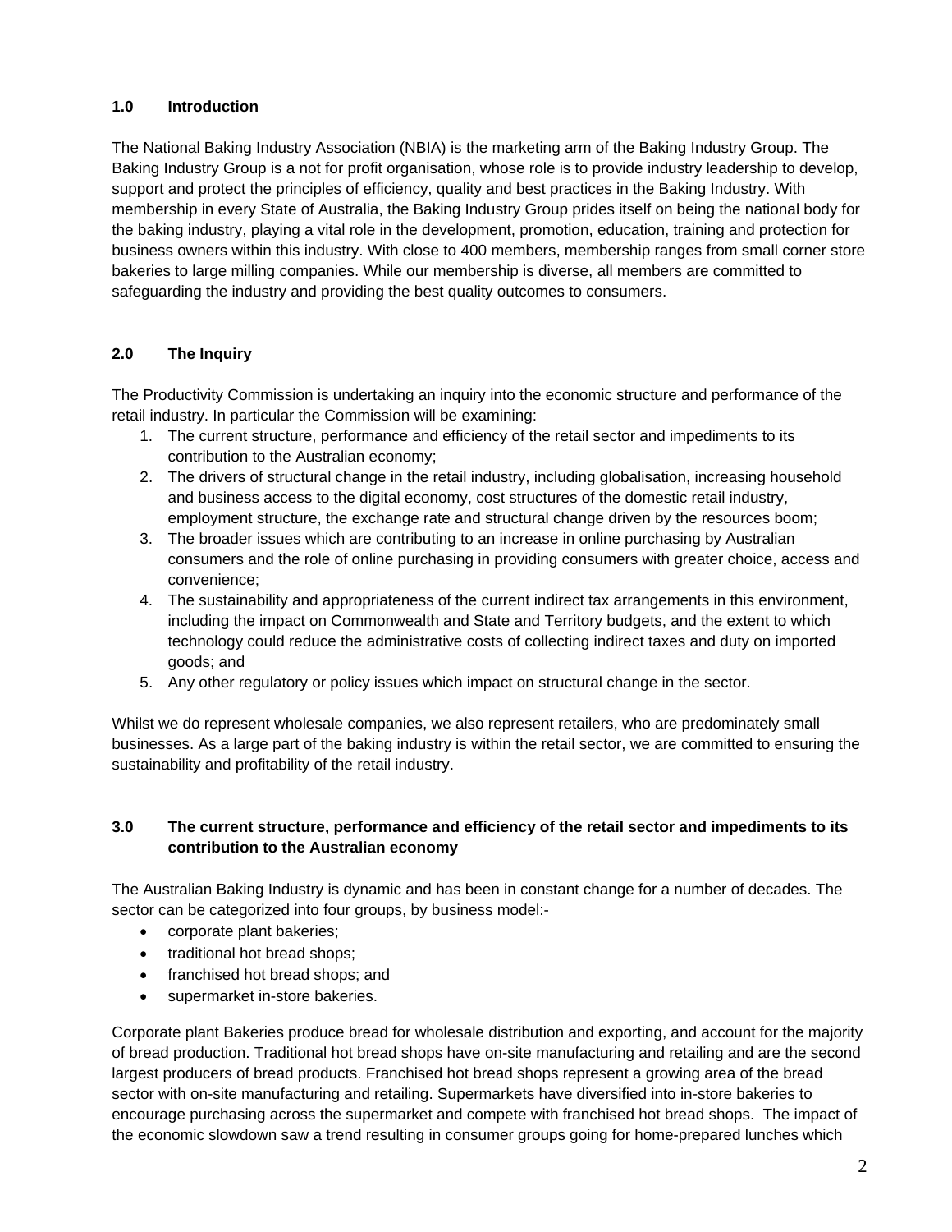## 1.0 Introduction

The National Baking Industry Association (NBIA) is the marketing arm of the Baking Industry Group. The Baking Industry Group is a not for profit organisation, whose role is to provide industry leadership to develop, support and protect the principles of efficiency, quality and best practices in the Baking Industry. With membership in every State of Australia, the Baking Industry Group prides itself on being the national body for the baking industry, playing a vital role in the development, promotion, education, training and protection for business owners within this industry. With close to 400 members, membership ranges from small corner store bakeries to large milling companies. While our membership is diverse, all members are committed to safeguarding the industry and providing the best quality outcomes to consumers.

## 2.0 The Inquiry

The Productivity Commission is undertaking an inquiry into the economic structure and performance of the retail industry. In particular the Commission will be examining:

1. The current structure, performance and efficiency of the retail sector and impediments to its contribution to the Australian economy;
2. The drivers of structural change in the retail industry, including globalisation, increasing household and business access to the digital economy, cost structures of the domestic retail industry, employment structure, the exchange rate and structural change driven by the resources boom;
3. The broader issues which are contributing to an increase in online purchasing by Australian consumers and the role of online purchasing in providing consumers with greater choice, access and convenience;
4. The sustainability and appropriateness of the current indirect tax arrangements in this environment, including the impact on Commonwealth and State and Territory budgets, and the extent to which technology could reduce the administrative costs of collecting indirect taxes and duty on imported goods; and
5. Any other regulatory or policy issues which impact on structural change in the sector.

Whilst we do represent wholesale companies, we also represent retailers, who are predominately small businesses. As a large part of the baking industry is within the retail sector, we are committed to ensuring the sustainability and profitability of the retail industry.

## 3.0 The current structure, performance and efficiency of the retail sector and impediments to its contribution to the Australian economy

The Australian Baking Industry is dynamic and has been in constant change for a number of decades. The sector can be categorized into four groups, by business model:-

- corporate plant bakeries;
- traditional hot bread shops;
- franchised hot bread shops; and
- supermarket in-store bakeries.

Corporate plant Bakeries produce bread for wholesale distribution and exporting, and account for the majority of bread production. Traditional hot bread shops have on-site manufacturing and retailing and are the second largest producers of bread products. Franchised hot bread shops represent a growing area of the bread sector with on-site manufacturing and retailing. Supermarkets have diversified into in-store bakeries to encourage purchasing across the supermarket and compete with franchised hot bread shops. The impact of the economic slowdown saw a trend resulting in consumer groups going for home-prepared lunches which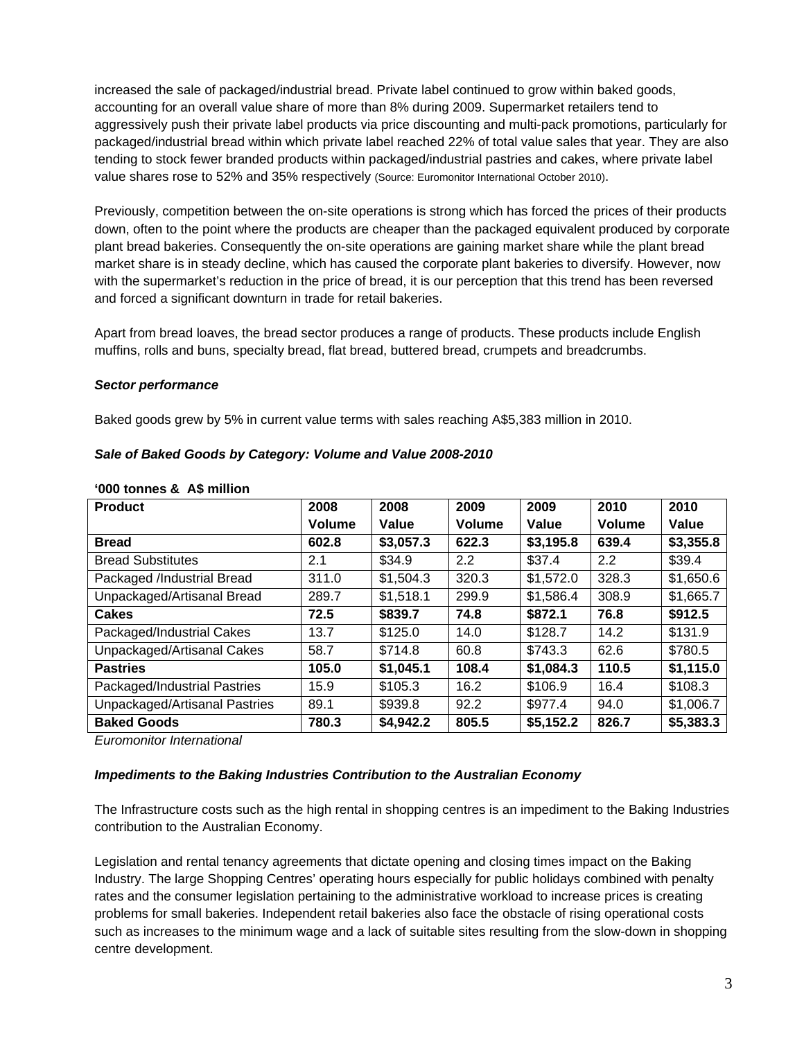increased the sale of packaged/industrial bread. Private label continued to grow within baked goods, accounting for an overall value share of more than 8% during 2009. Supermarket retailers tend to aggressively push their private label products via price discounting and multi-pack promotions, particularly for packaged/industrial bread within which private label reached 22% of total value sales that year. They are also tending to stock fewer branded products within packaged/industrial pastries and cakes, where private label value shares rose to 52% and 35% respectively (Source: Euromonitor International October 2010).

Previously, competition between the on-site operations is strong which has forced the prices of their products down, often to the point where the products are cheaper than the packaged equivalent produced by corporate plant bread bakeries. Consequently the on-site operations are gaining market share while the plant bread market share is in steady decline, which has caused the corporate plant bakeries to diversify. However, now with the supermarket's reduction in the price of bread, it is our perception that this trend has been reversed and forced a significant downturn in trade for retail bakeries.

Apart from bread loaves, the bread sector produces a range of products. These products include English muffins, rolls and buns, specialty bread, flat bread, buttered bread, crumpets and breadcrumbs.

***Sector performance***

Baked goods grew by 5% in current value terms with sales reaching A$5,383 million in 2010.

***Sale of Baked Goods by Category: Volume and Value 2008-2010***

**'000 tonnes & A$ million**

| Product | 2008 Volume | 2008 Value | 2009 Volume | 2009 Value | 2010 Volume | 2010 Value |
|---|---|---|---|---|---|---|
| **Bread** | **602.8** | **$3,057.3** | **622.3** | **$3,195.8** | **639.4** | **$3,355.8** |
| Bread Substitutes | 2.1 | $34.9 | 2.2 | $37.4 | 2.2 | $39.4 |
| Packaged /Industrial Bread | 311.0 | $1,504.3 | 320.3 | $1,572.0 | 328.3 | $1,650.6 |
| Unpackaged/Artisanal Bread | 289.7 | $1,518.1 | 299.9 | $1,586.4 | 308.9 | $1,665.7 |
| **Cakes** | **72.5** | **$839.7** | **74.8** | **$872.1** | **76.8** | **$912.5** |
| Packaged/Industrial Cakes | 13.7 | $125.0 | 14.0 | $128.7 | 14.2 | $131.9 |
| Unpackaged/Artisanal Cakes | 58.7 | $714.8 | 60.8 | $743.3 | 62.6 | $780.5 |
| **Pastries** | **105.0** | **$1,045.1** | **108.4** | **$1,084.3** | **110.5** | **$1,115.0** |
| Packaged/Industrial Pastries | 15.9 | $105.3 | 16.2 | $106.9 | 16.4 | $108.3 |
| Unpackaged/Artisanal Pastries | 89.1 | $939.8 | 92.2 | $977.4 | 94.0 | $1,006.7 |
| **Baked Goods** | **780.3** | **$4,942.2** | **805.5** | **$5,152.2** | **826.7** | **$5,383.3** |

*Euromonitor International*

***Impediments to the Baking Industries Contribution to the Australian Economy***

The Infrastructure costs such as the high rental in shopping centres is an impediment to the Baking Industries contribution to the Australian Economy.

Legislation and rental tenancy agreements that dictate opening and closing times impact on the Baking Industry. The large Shopping Centres' operating hours especially for public holidays combined with penalty rates and the consumer legislation pertaining to the administrative workload to increase prices is creating problems for small bakeries. Independent retail bakeries also face the obstacle of rising operational costs such as increases to the minimum wage and a lack of suitable sites resulting from the slow-down in shopping centre development.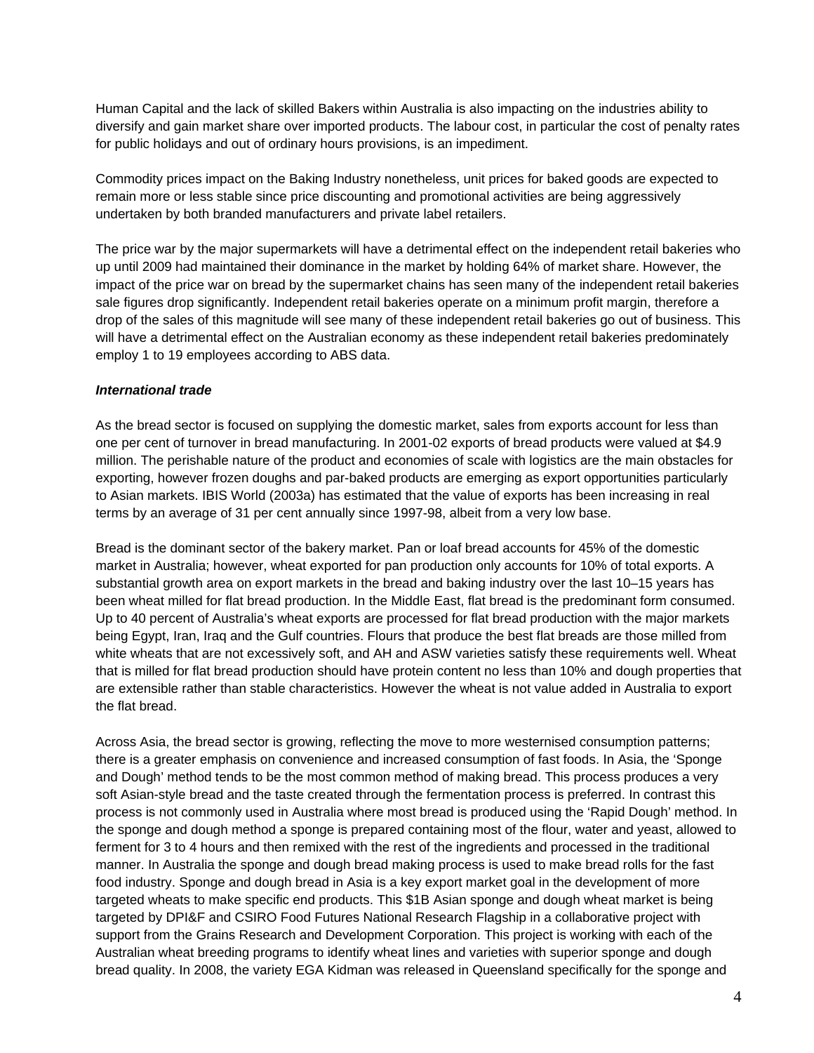Human Capital and the lack of skilled Bakers within Australia is also impacting on the industries ability to diversify and gain market share over imported products. The labour cost, in particular the cost of penalty rates for public holidays and out of ordinary hours provisions, is an impediment.

Commodity prices impact on the Baking Industry nonetheless, unit prices for baked goods are expected to remain more or less stable since price discounting and promotional activities are being aggressively undertaken by both branded manufacturers and private label retailers.

The price war by the major supermarkets will have a detrimental effect on the independent retail bakeries who up until 2009 had maintained their dominance in the market by holding 64% of market share. However, the impact of the price war on bread by the supermarket chains has seen many of the independent retail bakeries sale figures drop significantly. Independent retail bakeries operate on a minimum profit margin, therefore a drop of the sales of this magnitude will see many of these independent retail bakeries go out of business. This will have a detrimental effect on the Australian economy as these independent retail bakeries predominately employ 1 to 19 employees according to ABS data.

***International trade***

As the bread sector is focused on supplying the domestic market, sales from exports account for less than one per cent of turnover in bread manufacturing. In 2001-02 exports of bread products were valued at $4.9 million. The perishable nature of the product and economies of scale with logistics are the main obstacles for exporting, however frozen doughs and par-baked products are emerging as export opportunities particularly to Asian markets. IBIS World (2003a) has estimated that the value of exports has been increasing in real terms by an average of 31 per cent annually since 1997-98, albeit from a very low base.

Bread is the dominant sector of the bakery market. Pan or loaf bread accounts for 45% of the domestic market in Australia; however, wheat exported for pan production only accounts for 10% of total exports. A substantial growth area on export markets in the bread and baking industry over the last 10–15 years has been wheat milled for flat bread production. In the Middle East, flat bread is the predominant form consumed. Up to 40 percent of Australia's wheat exports are processed for flat bread production with the major markets being Egypt, Iran, Iraq and the Gulf countries. Flours that produce the best flat breads are those milled from white wheats that are not excessively soft, and AH and ASW varieties satisfy these requirements well. Wheat that is milled for flat bread production should have protein content no less than 10% and dough properties that are extensible rather than stable characteristics. However the wheat is not value added in Australia to export the flat bread.

Across Asia, the bread sector is growing, reflecting the move to more westernised consumption patterns; there is a greater emphasis on convenience and increased consumption of fast foods. In Asia, the 'Sponge and Dough' method tends to be the most common method of making bread. This process produces a very soft Asian-style bread and the taste created through the fermentation process is preferred. In contrast this process is not commonly used in Australia where most bread is produced using the 'Rapid Dough' method. In the sponge and dough method a sponge is prepared containing most of the flour, water and yeast, allowed to ferment for 3 to 4 hours and then remixed with the rest of the ingredients and processed in the traditional manner. In Australia the sponge and dough bread making process is used to make bread rolls for the fast food industry. Sponge and dough bread in Asia is a key export market goal in the development of more targeted wheats to make specific end products. This $1B Asian sponge and dough wheat market is being targeted by DPI&F and CSIRO Food Futures National Research Flagship in a collaborative project with support from the Grains Research and Development Corporation. This project is working with each of the Australian wheat breeding programs to identify wheat lines and varieties with superior sponge and dough bread quality. In 2008, the variety EGA Kidman was released in Queensland specifically for the sponge and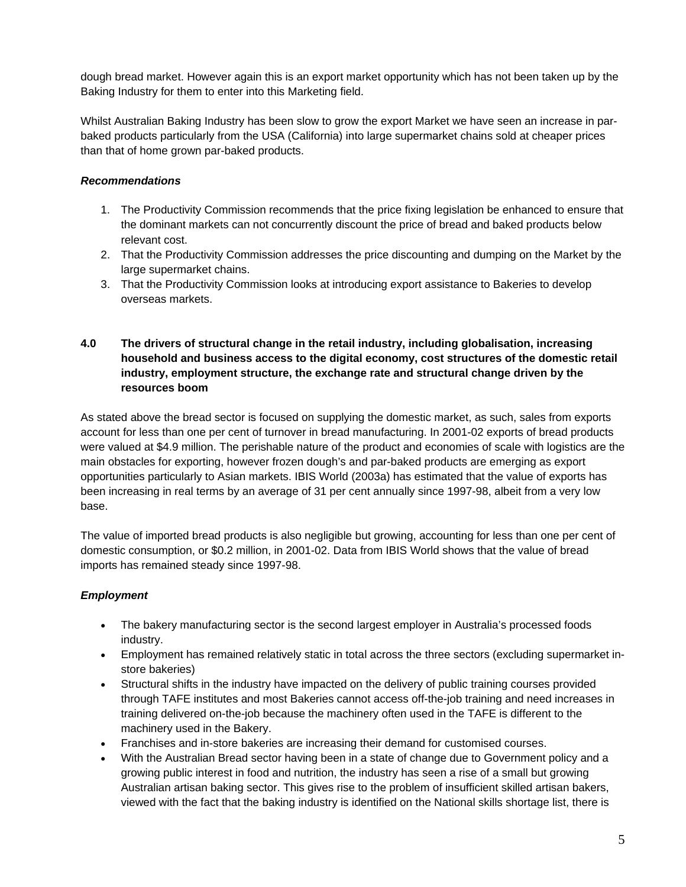dough bread market. However again this is an export market opportunity which has not been taken up by the Baking Industry for them to enter into this Marketing field.

Whilst Australian Baking Industry has been slow to grow the export Market we have seen an increase in par-baked products particularly from the USA (California) into large supermarket chains sold at cheaper prices than that of home grown par-baked products.

***Recommendations***

1. The Productivity Commission recommends that the price fixing legislation be enhanced to ensure that the dominant markets can not concurrently discount the price of bread and baked products below relevant cost.
2. That the Productivity Commission addresses the price discounting and dumping on the Market by the large supermarket chains.
3. That the Productivity Commission looks at introducing export assistance to Bakeries to develop overseas markets.

## 4.0 The drivers of structural change in the retail industry, including globalisation, increasing household and business access to the digital economy, cost structures of the domestic retail industry, employment structure, the exchange rate and structural change driven by the resources boom

As stated above the bread sector is focused on supplying the domestic market, as such, sales from exports account for less than one per cent of turnover in bread manufacturing. In 2001-02 exports of bread products were valued at $4.9 million. The perishable nature of the product and economies of scale with logistics are the main obstacles for exporting, however frozen dough's and par-baked products are emerging as export opportunities particularly to Asian markets. IBIS World (2003a) has estimated that the value of exports has been increasing in real terms by an average of 31 per cent annually since 1997-98, albeit from a very low base.

The value of imported bread products is also negligible but growing, accounting for less than one per cent of domestic consumption, or $0.2 million, in 2001-02. Data from IBIS World shows that the value of bread imports has remained steady since 1997-98.

***Employment***

- The bakery manufacturing sector is the second largest employer in Australia's processed foods industry.
- Employment has remained relatively static in total across the three sectors (excluding supermarket in-store bakeries)
- Structural shifts in the industry have impacted on the delivery of public training courses provided through TAFE institutes and most Bakeries cannot access off-the-job training and need increases in training delivered on-the-job because the machinery often used in the TAFE is different to the machinery used in the Bakery.
- Franchises and in-store bakeries are increasing their demand for customised courses.
- With the Australian Bread sector having been in a state of change due to Government policy and a growing public interest in food and nutrition, the industry has seen a rise of a small but growing Australian artisan baking sector. This gives rise to the problem of insufficient skilled artisan bakers, viewed with the fact that the baking industry is identified on the National skills shortage list, there is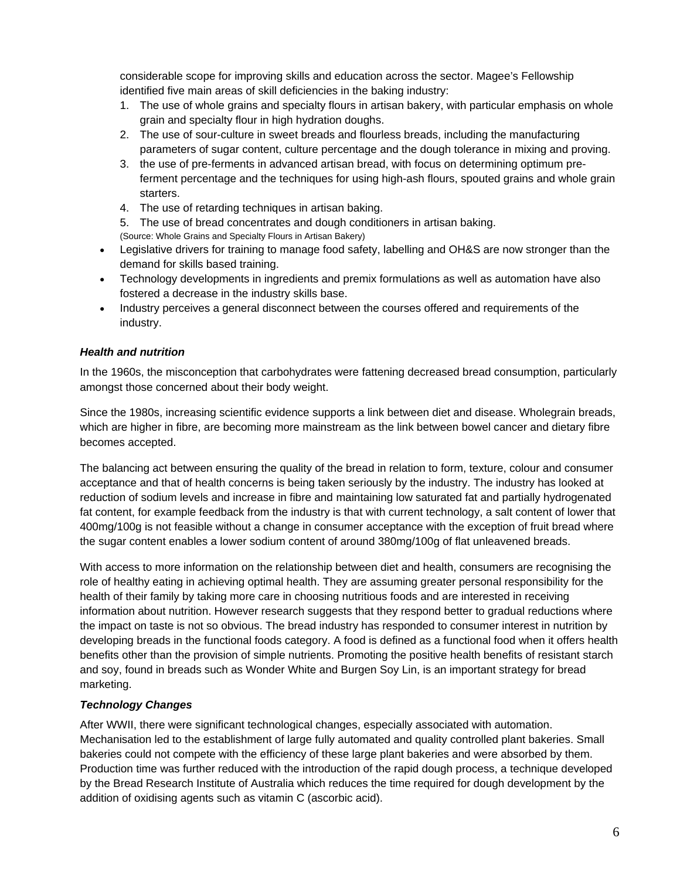considerable scope for improving skills and education across the sector. Magee's Fellowship identified five main areas of skill deficiencies in the baking industry:

1. The use of whole grains and specialty flours in artisan bakery, with particular emphasis on whole grain and specialty flour in high hydration doughs.
2. The use of sour-culture in sweet breads and flourless breads, including the manufacturing parameters of sugar content, culture percentage and the dough tolerance in mixing and proving.
3. the use of pre-ferments in advanced artisan bread, with focus on determining optimum pre-ferment percentage and the techniques for using high-ash flours, spouted grains and whole grain starters.
4. The use of retarding techniques in artisan baking.
5. The use of bread concentrates and dough conditioners in artisan baking.

(Source: Whole Grains and Specialty Flours in Artisan Bakery)

- Legislative drivers for training to manage food safety, labelling and OH&S are now stronger than the demand for skills based training.
- Technology developments in ingredients and premix formulations as well as automation have also fostered a decrease in the industry skills base.
- Industry perceives a general disconnect between the courses offered and requirements of the industry.

***Health and nutrition***

In the 1960s, the misconception that carbohydrates were fattening decreased bread consumption, particularly amongst those concerned about their body weight.

Since the 1980s, increasing scientific evidence supports a link between diet and disease. Wholegrain breads, which are higher in fibre, are becoming more mainstream as the link between bowel cancer and dietary fibre becomes accepted.

The balancing act between ensuring the quality of the bread in relation to form, texture, colour and consumer acceptance and that of health concerns is being taken seriously by the industry. The industry has looked at reduction of sodium levels and increase in fibre and maintaining low saturated fat and partially hydrogenated fat content, for example feedback from the industry is that with current technology, a salt content of lower that 400mg/100g is not feasible without a change in consumer acceptance with the exception of fruit bread where the sugar content enables a lower sodium content of around 380mg/100g of flat unleavened breads.

With access to more information on the relationship between diet and health, consumers are recognising the role of healthy eating in achieving optimal health. They are assuming greater personal responsibility for the health of their family by taking more care in choosing nutritious foods and are interested in receiving information about nutrition. However research suggests that they respond better to gradual reductions where the impact on taste is not so obvious. The bread industry has responded to consumer interest in nutrition by developing breads in the functional foods category. A food is defined as a functional food when it offers health benefits other than the provision of simple nutrients. Promoting the positive health benefits of resistant starch and soy, found in breads such as Wonder White and Burgen Soy Lin, is an important strategy for bread marketing.

***Technology Changes***

After WWII, there were significant technological changes, especially associated with automation. Mechanisation led to the establishment of large fully automated and quality controlled plant bakeries. Small bakeries could not compete with the efficiency of these large plant bakeries and were absorbed by them. Production time was further reduced with the introduction of the rapid dough process, a technique developed by the Bread Research Institute of Australia which reduces the time required for dough development by the addition of oxidising agents such as vitamin C (ascorbic acid).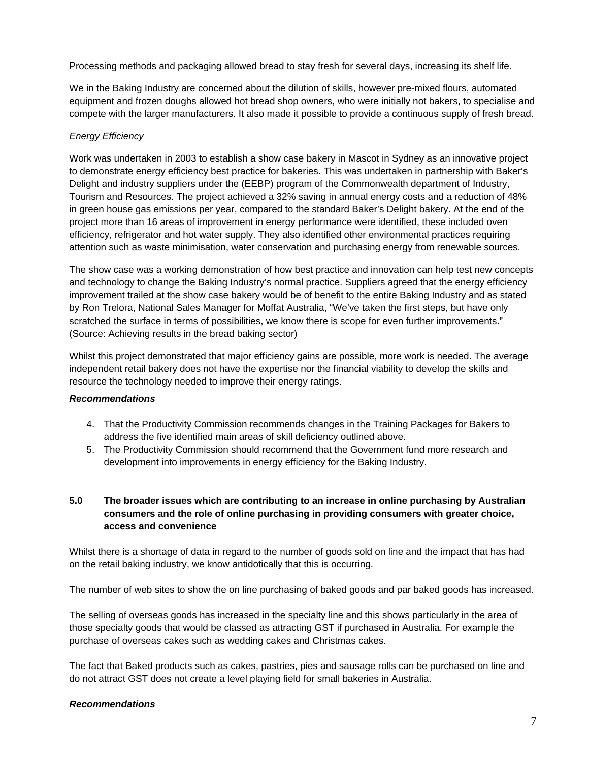Processing methods and packaging allowed bread to stay fresh for several days, increasing its shelf life.

We in the Baking Industry are concerned about the dilution of skills, however pre-mixed flours, automated equipment and frozen doughs allowed hot bread shop owners, who were initially not bakers, to specialise and compete with the larger manufacturers. It also made it possible to provide a continuous supply of fresh bread.

*Energy Efficiency*

Work was undertaken in 2003 to establish a show case bakery in Mascot in Sydney as an innovative project to demonstrate energy efficiency best practice for bakeries. This was undertaken in partnership with Baker's Delight and industry suppliers under the (EEBP) program of the Commonwealth department of Industry, Tourism and Resources. The project achieved a 32% saving in annual energy costs and a reduction of 48% in green house gas emissions per year, compared to the standard Baker's Delight bakery. At the end of the project more than 16 areas of improvement in energy performance were identified, these included oven efficiency, refrigerator and hot water supply. They also identified other environmental practices requiring attention such as waste minimisation, water conservation and purchasing energy from renewable sources.

The show case was a working demonstration of how best practice and innovation can help test new concepts and technology to change the Baking Industry's normal practice. Suppliers agreed that the energy efficiency improvement trailed at the show case bakery would be of benefit to the entire Baking Industry and as stated by Ron Trelora, National Sales Manager for Moffat Australia, "We've taken the first steps, but have only scratched the surface in terms of possibilities, we know there is scope for even further improvements." (Source: Achieving results in the bread baking sector)

Whilst this project demonstrated that major efficiency gains are possible, more work is needed. The average independent retail bakery does not have the expertise nor the financial viability to develop the skills and resource the technology needed to improve their energy ratings.

***Recommendations***

4. That the Productivity Commission recommends changes in the Training Packages for Bakers to address the five identified main areas of skill deficiency outlined above.
5. The Productivity Commission should recommend that the Government fund more research and development into improvements in energy efficiency for the Baking Industry.

## 5.0 The broader issues which are contributing to an increase in online purchasing by Australian consumers and the role of online purchasing in providing consumers with greater choice, access and convenience

Whilst there is a shortage of data in regard to the number of goods sold on line and the impact that has had on the retail baking industry, we know antidotically that this is occurring.

The number of web sites to show the on line purchasing of baked goods and par baked goods has increased.

The selling of overseas goods has increased in the specialty line and this shows particularly in the area of those specialty goods that would be classed as attracting GST if purchased in Australia. For example the purchase of overseas cakes such as wedding cakes and Christmas cakes.

The fact that Baked products such as cakes, pastries, pies and sausage rolls can be purchased on line and do not attract GST does not create a level playing field for small bakeries in Australia.

***Recommendations***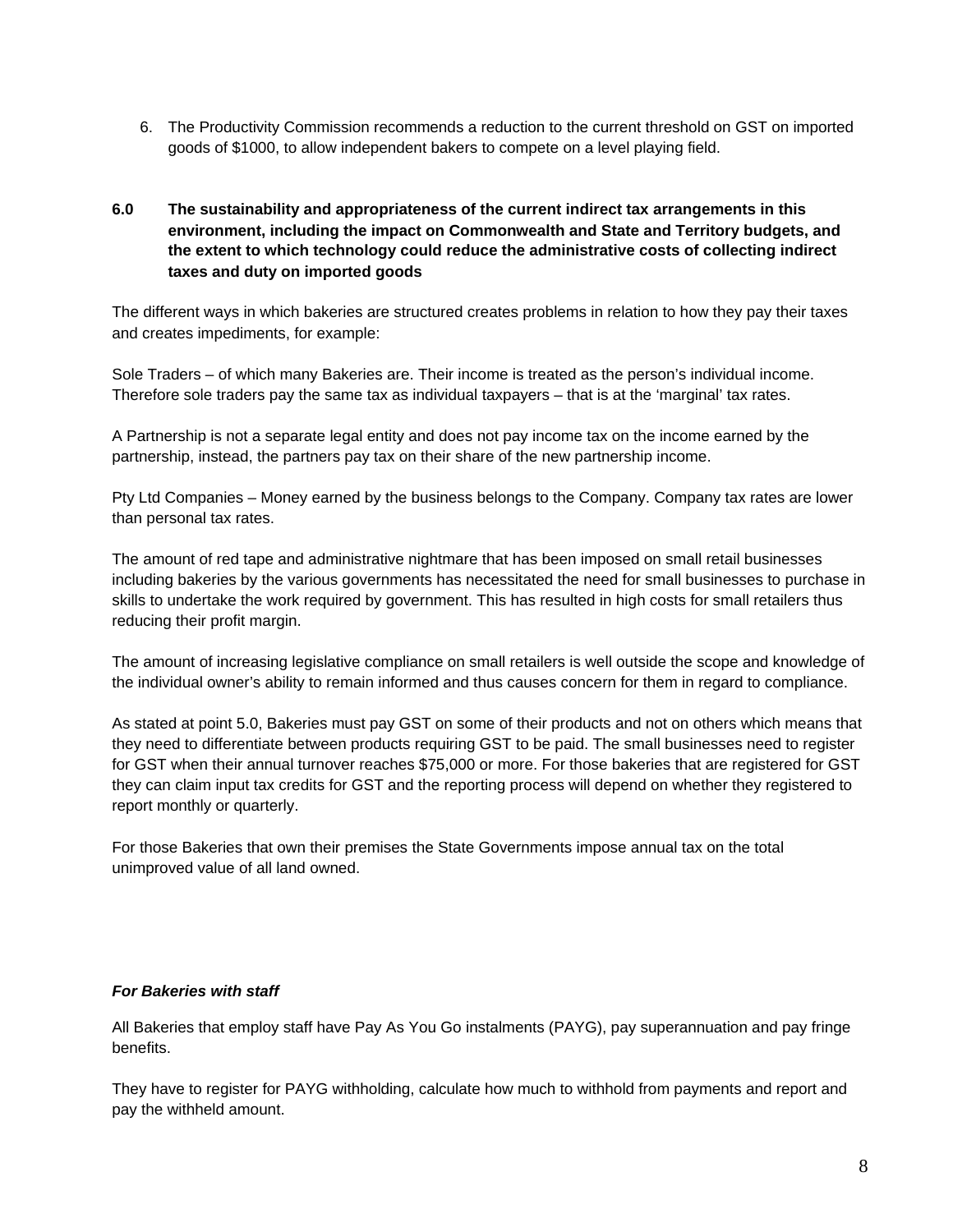6. The Productivity Commission recommends a reduction to the current threshold on GST on imported goods of $1000, to allow independent bakers to compete on a level playing field.

## 6.0 The sustainability and appropriateness of the current indirect tax arrangements in this environment, including the impact on Commonwealth and State and Territory budgets, and the extent to which technology could reduce the administrative costs of collecting indirect taxes and duty on imported goods

The different ways in which bakeries are structured creates problems in relation to how they pay their taxes and creates impediments, for example:

Sole Traders – of which many Bakeries are. Their income is treated as the person's individual income. Therefore sole traders pay the same tax as individual taxpayers – that is at the 'marginal' tax rates.

A Partnership is not a separate legal entity and does not pay income tax on the income earned by the partnership, instead, the partners pay tax on their share of the new partnership income.

Pty Ltd Companies – Money earned by the business belongs to the Company. Company tax rates are lower than personal tax rates.

The amount of red tape and administrative nightmare that has been imposed on small retail businesses including bakeries by the various governments has necessitated the need for small businesses to purchase in skills to undertake the work required by government. This has resulted in high costs for small retailers thus reducing their profit margin.

The amount of increasing legislative compliance on small retailers is well outside the scope and knowledge of the individual owner's ability to remain informed and thus causes concern for them in regard to compliance.

As stated at point 5.0, Bakeries must pay GST on some of their products and not on others which means that they need to differentiate between products requiring GST to be paid. The small businesses need to register for GST when their annual turnover reaches $75,000 or more. For those bakeries that are registered for GST they can claim input tax credits for GST and the reporting process will depend on whether they registered to report monthly or quarterly.

For those Bakeries that own their premises the State Governments impose annual tax on the total unimproved value of all land owned.

***For Bakeries with staff***

All Bakeries that employ staff have Pay As You Go instalments (PAYG), pay superannuation and pay fringe benefits.

They have to register for PAYG withholding, calculate how much to withhold from payments and report and pay the withheld amount.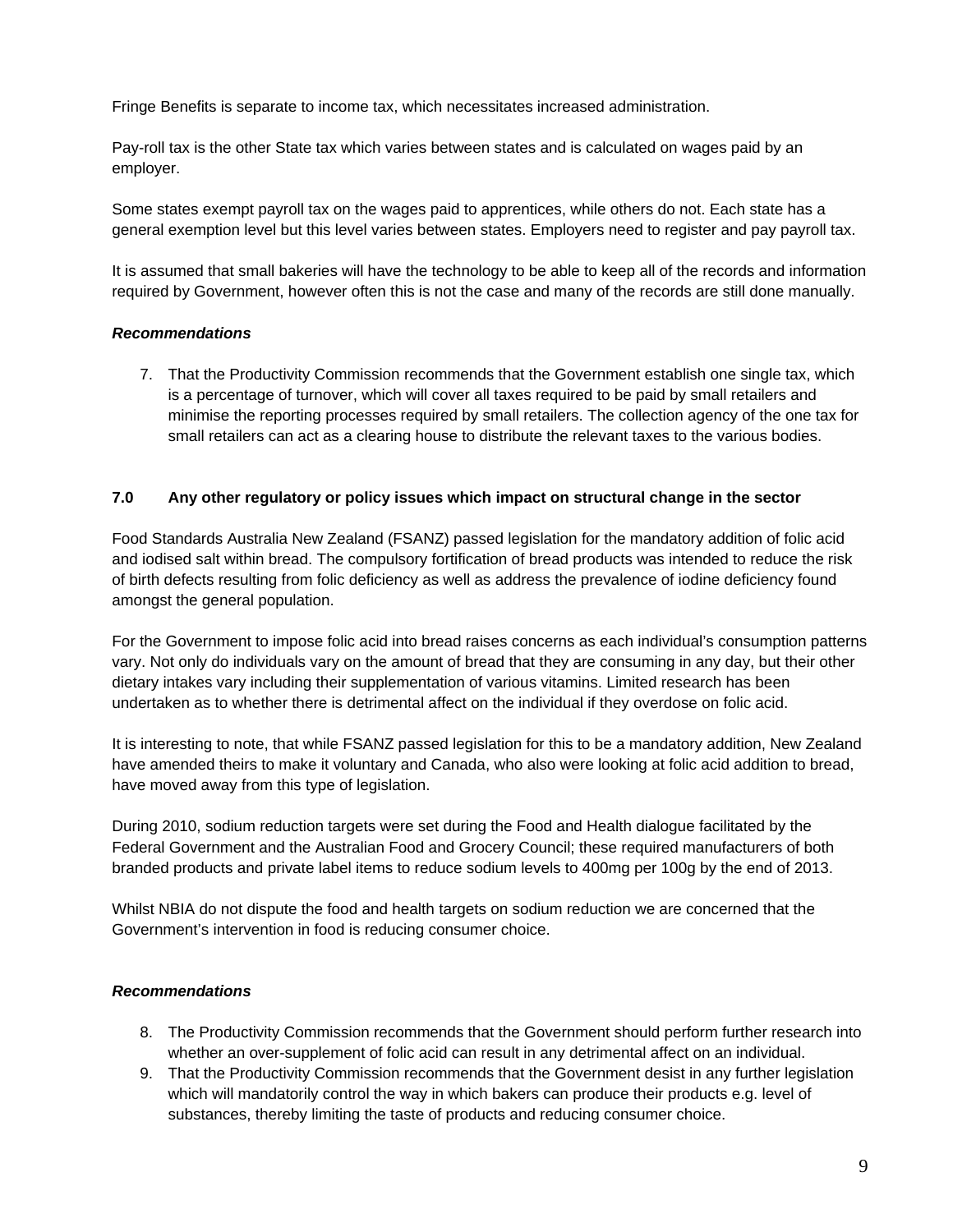Fringe Benefits is separate to income tax, which necessitates increased administration.

Pay-roll tax is the other State tax which varies between states and is calculated on wages paid by an employer.

Some states exempt payroll tax on the wages paid to apprentices, while others do not. Each state has a general exemption level but this level varies between states. Employers need to register and pay payroll tax.

It is assumed that small bakeries will have the technology to be able to keep all of the records and information required by Government, however often this is not the case and many of the records are still done manually.

***Recommendations***

7. That the Productivity Commission recommends that the Government establish one single tax, which is a percentage of turnover, which will cover all taxes required to be paid by small retailers and minimise the reporting processes required by small retailers. The collection agency of the one tax for small retailers can act as a clearing house to distribute the relevant taxes to the various bodies.

### 7.0 Any other regulatory or policy issues which impact on structural change in the sector

Food Standards Australia New Zealand (FSANZ) passed legislation for the mandatory addition of folic acid and iodised salt within bread. The compulsory fortification of bread products was intended to reduce the risk of birth defects resulting from folic deficiency as well as address the prevalence of iodine deficiency found amongst the general population.

For the Government to impose folic acid into bread raises concerns as each individual's consumption patterns vary. Not only do individuals vary on the amount of bread that they are consuming in any day, but their other dietary intakes vary including their supplementation of various vitamins. Limited research has been undertaken as to whether there is detrimental affect on the individual if they overdose on folic acid.

It is interesting to note, that while FSANZ passed legislation for this to be a mandatory addition, New Zealand have amended theirs to make it voluntary and Canada, who also were looking at folic acid addition to bread, have moved away from this type of legislation.

During 2010, sodium reduction targets were set during the Food and Health dialogue facilitated by the Federal Government and the Australian Food and Grocery Council; these required manufacturers of both branded products and private label items to reduce sodium levels to 400mg per 100g by the end of 2013.

Whilst NBIA do not dispute the food and health targets on sodium reduction we are concerned that the Government's intervention in food is reducing consumer choice.

***Recommendations***

8. The Productivity Commission recommends that the Government should perform further research into whether an over-supplement of folic acid can result in any detrimental affect on an individual.
9. That the Productivity Commission recommends that the Government desist in any further legislation which will mandatorily control the way in which bakers can produce their products e.g. level of substances, thereby limiting the taste of products and reducing consumer choice.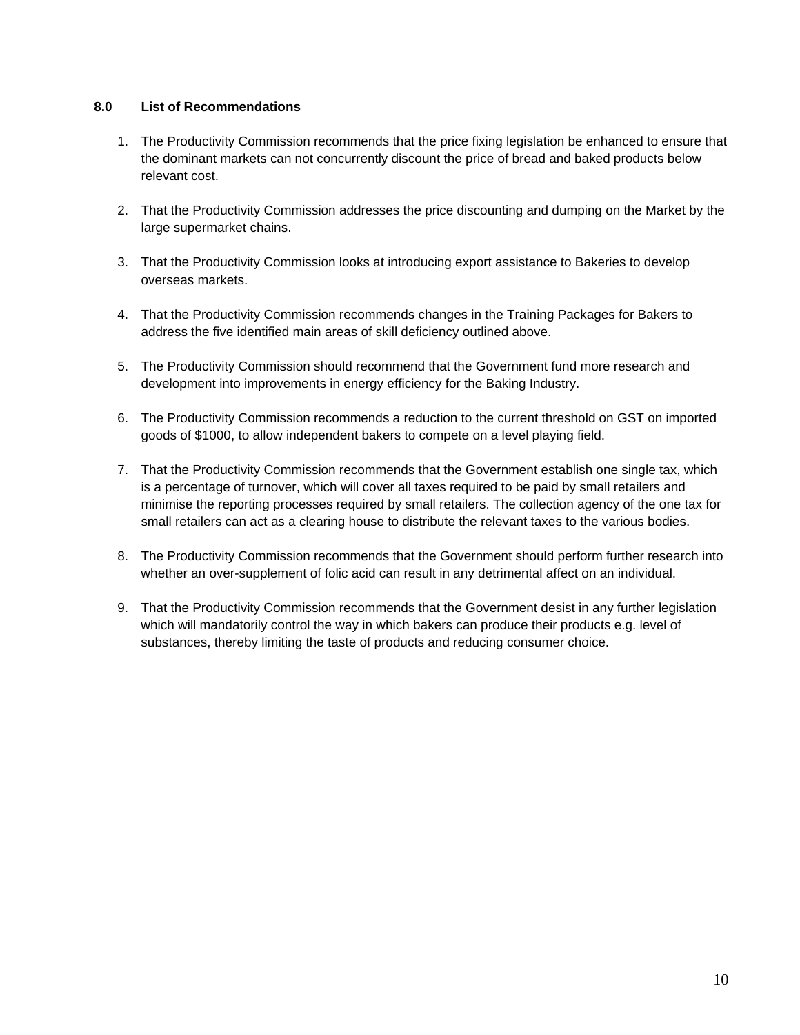## 8.0 List of Recommendations

1. The Productivity Commission recommends that the price fixing legislation be enhanced to ensure that the dominant markets can not concurrently discount the price of bread and baked products below relevant cost.

2. That the Productivity Commission addresses the price discounting and dumping on the Market by the large supermarket chains.

3. That the Productivity Commission looks at introducing export assistance to Bakeries to develop overseas markets.

4. That the Productivity Commission recommends changes in the Training Packages for Bakers to address the five identified main areas of skill deficiency outlined above.

5. The Productivity Commission should recommend that the Government fund more research and development into improvements in energy efficiency for the Baking Industry.

6. The Productivity Commission recommends a reduction to the current threshold on GST on imported goods of $1000, to allow independent bakers to compete on a level playing field.

7. That the Productivity Commission recommends that the Government establish one single tax, which is a percentage of turnover, which will cover all taxes required to be paid by small retailers and minimise the reporting processes required by small retailers. The collection agency of the one tax for small retailers can act as a clearing house to distribute the relevant taxes to the various bodies.

8. The Productivity Commission recommends that the Government should perform further research into whether an over-supplement of folic acid can result in any detrimental affect on an individual.

9. That the Productivity Commission recommends that the Government desist in any further legislation which will mandatorily control the way in which bakers can produce their products e.g. level of substances, thereby limiting the taste of products and reducing consumer choice.